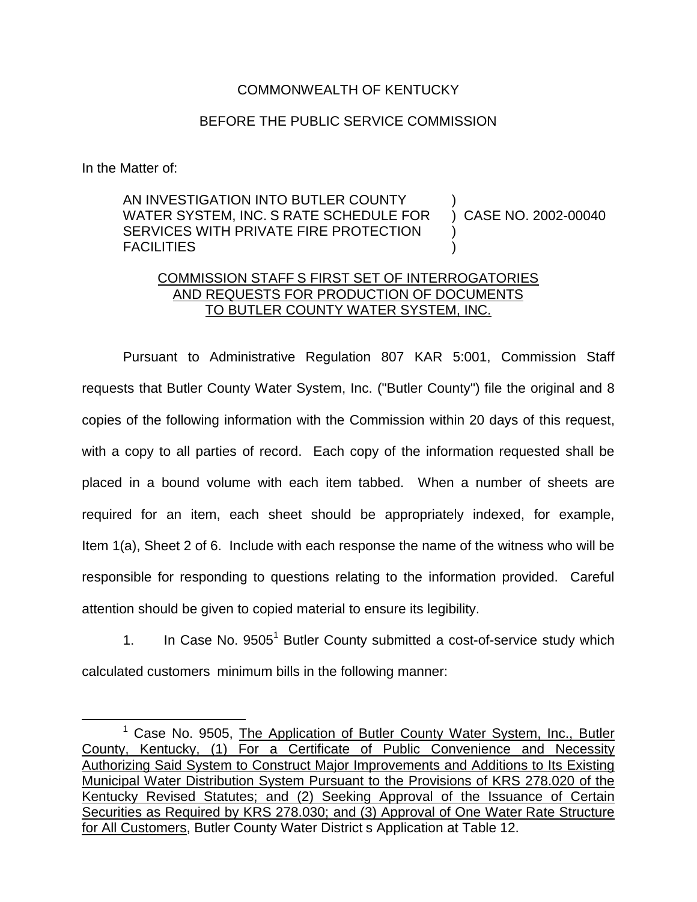COMMONWEALTH OF KENTUCKY

BEFORE THE PUBLIC SERVICE COMMISSION

In the Matter of:

| | | |
|---|---|---|
| AN INVESTIGATION INTO BUTLER COUNTY WATER SYSTEM, INC. S RATE SCHEDULE FOR SERVICES WITH PRIVATE FIRE PROTECTION FACILITIES | ) ) ) ) | CASE NO. 2002-00040 |

COMMISSION STAFF S FIRST SET OF INTERROGATORIES AND REQUESTS FOR PRODUCTION OF DOCUMENTS TO BUTLER COUNTY WATER SYSTEM, INC.

Pursuant to Administrative Regulation 807 KAR 5:001, Commission Staff requests that Butler County Water System, Inc. ("Butler County") file the original and 8 copies of the following information with the Commission within 20 days of this request, with a copy to all parties of record. Each copy of the information requested shall be placed in a bound volume with each item tabbed. When a number of sheets are required for an item, each sheet should be appropriately indexed, for example, Item 1(a), Sheet 2 of 6. Include with each response the name of the witness who will be responsible for responding to questions relating to the information provided. Careful attention should be given to copied material to ensure its legibility.

1. In Case No. 9505[1] Butler County submitted a cost-of-service study which calculated customers minimum bills in the following manner:

[1] Case No. 9505, The Application of Butler County Water System, Inc., Butler County, Kentucky, (1) For a Certificate of Public Convenience and Necessity Authorizing Said System to Construct Major Improvements and Additions to Its Existing Municipal Water Distribution System Pursuant to the Provisions of KRS 278.020 of the Kentucky Revised Statutes; and (2) Seeking Approval of the Issuance of Certain Securities as Required by KRS 278.030; and (3) Approval of One Water Rate Structure for All Customers, Butler County Water District s Application at Table 12.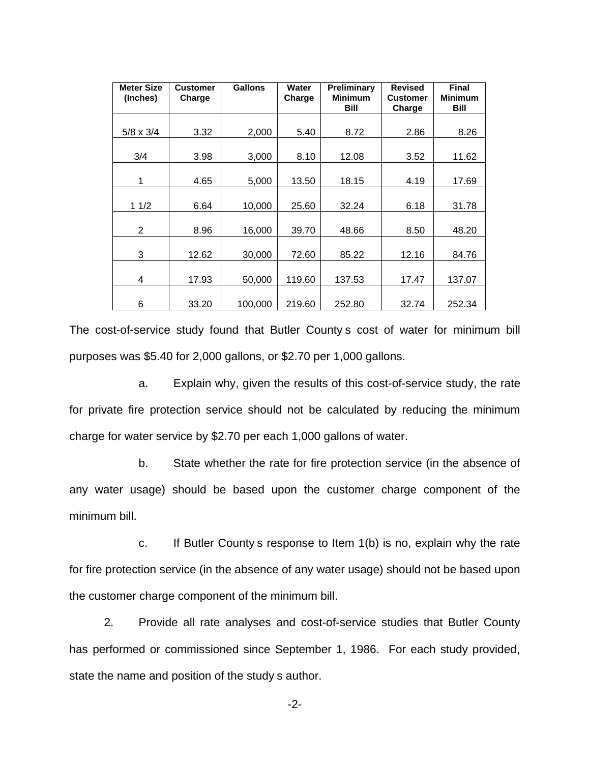| Meter Size (Inches) | Customer Charge | Gallons | Water Charge | Preliminary Minimum Bill | Revised Customer Charge | Final Minimum Bill |
|---|---|---|---|---|---|---|
| 5/8 x 3/4 | 3.32 | 2,000 | 5.40 | 8.72 | 2.86 | 8.26 |
| 3/4 | 3.98 | 3,000 | 8.10 | 12.08 | 3.52 | 11.62 |
| 1 | 4.65 | 5,000 | 13.50 | 18.15 | 4.19 | 17.69 |
| 1 1/2 | 6.64 | 10,000 | 25.60 | 32.24 | 6.18 | 31.78 |
| 2 | 8.96 | 16,000 | 39.70 | 48.66 | 8.50 | 48.20 |
| 3 | 12.62 | 30,000 | 72.60 | 85.22 | 12.16 | 84.76 |
| 4 | 17.93 | 50,000 | 119.60 | 137.53 | 17.47 | 137.07 |
| 6 | 33.20 | 100,000 | 219.60 | 252.80 | 32.74 | 252.34 |

The cost-of-service study found that Butler County s cost of water for minimum bill purposes was $5.40 for 2,000 gallons, or $2.70 per 1,000 gallons.

a. Explain why, given the results of this cost-of-service study, the rate for private fire protection service should not be calculated by reducing the minimum charge for water service by $2.70 per each 1,000 gallons of water.

b. State whether the rate for fire protection service (in the absence of any water usage) should be based upon the customer charge component of the minimum bill.

c. If Butler County s response to Item 1(b) is no, explain why the rate for fire protection service (in the absence of any water usage) should not be based upon the customer charge component of the minimum bill.

2. Provide all rate analyses and cost-of-service studies that Butler County has performed or commissioned since September 1, 1986. For each study provided, state the name and position of the study s author.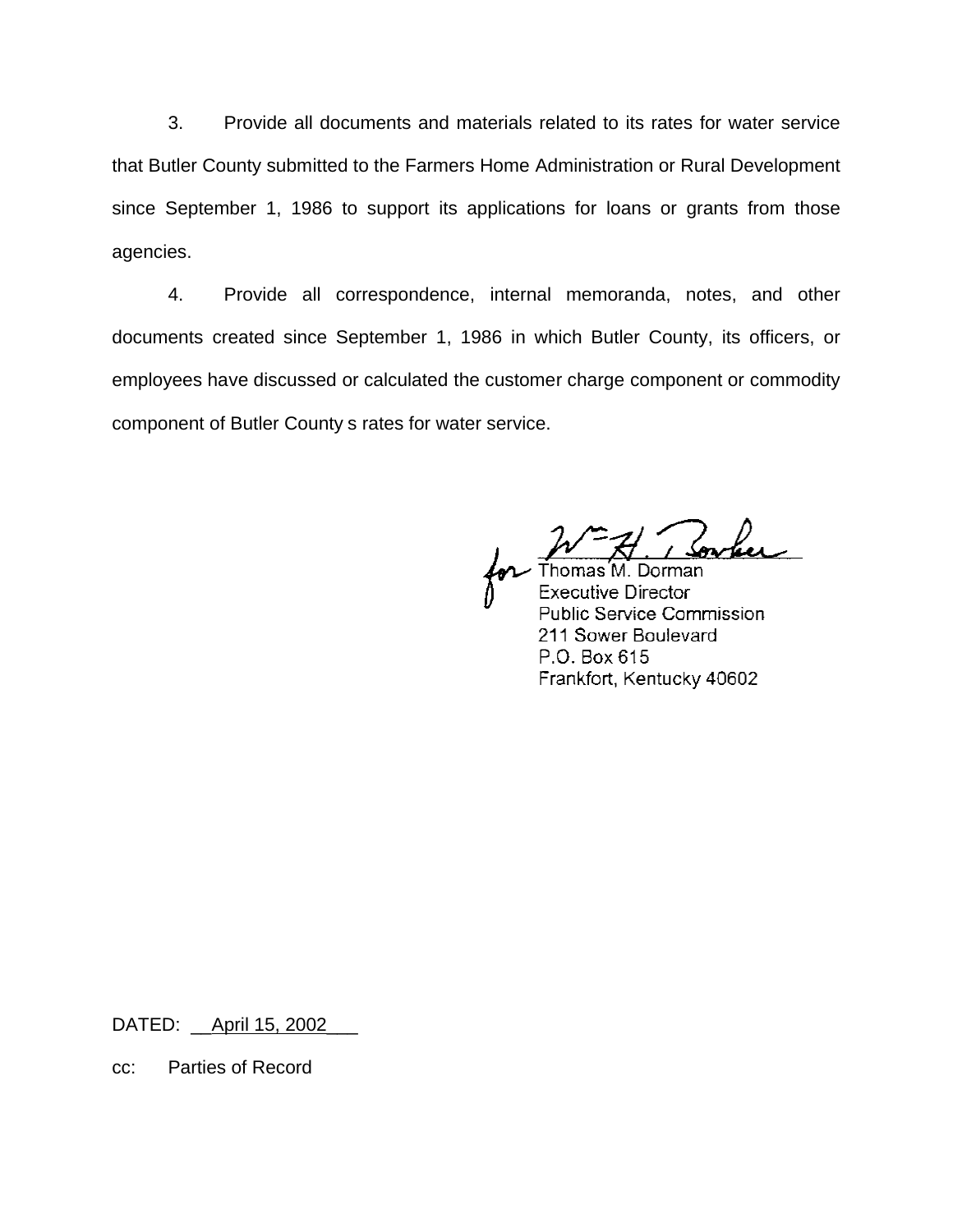3. Provide all documents and materials related to its rates for water service that Butler County submitted to the Farmers Home Administration or Rural Development since September 1, 1986 to support its applications for loans or grants from those agencies.

4. Provide all correspondence, internal memoranda, notes, and other documents created since September 1, 1986 in which Butler County, its officers, or employees have discussed or calculated the customer charge component or commodity component of Butler County s rates for water service.

for Wm H. Bowker
Thomas M. Dorman
Executive Director
Public Service Commission
211 Sower Boulevard
P.O. Box 615
Frankfort, Kentucky 40602

DATED: __April 15, 2002___

cc: Parties of Record